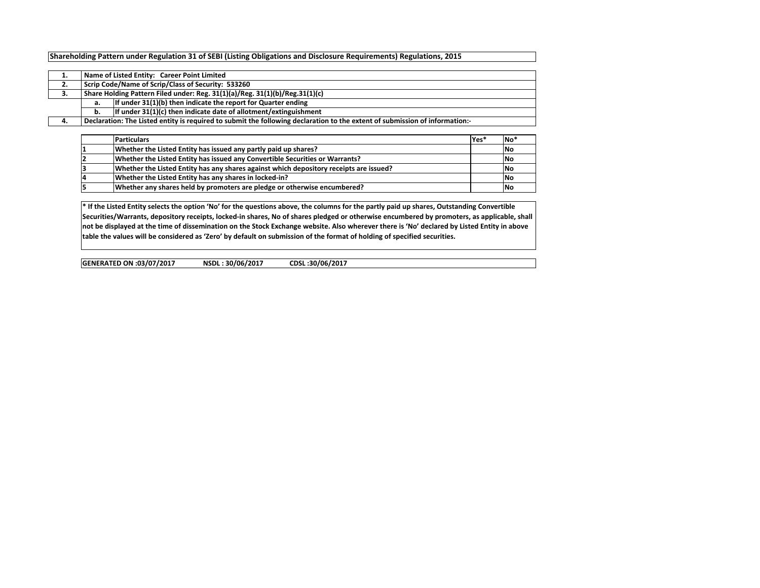**Shareholding Pattern under Regulation 31 of SEBI (Listing Obligations and Disclosure Requirements) Regulations, 2015**

| | | |
|---|---|---|
| 1. | Name of Listed Entity: Career Point Limited | |
| 2. | Scrip Code/Name of Scrip/Class of Security: 533260 | |
| 3. | Share Holding Pattern Filed under: Reg. 31(1)(a)/Reg. 31(1)(b)/Reg.31(1)(c) | |
| | a. | If under 31(1)(b) then indicate the report for Quarter ending |
| | b. | If under 31(1)(c) then indicate date of allotment/extinguishment |
| 4. | Declaration: The Listed entity is required to submit the following declaration to the extent of submission of information:- | |

| | Particulars | Yes* | No* |
|---|---|---|---|
| 1 | Whether the Listed Entity has issued any partly paid up shares? | | No |
| 2 | Whether the Listed Entity has issued any Convertible Securities or Warrants? | | No |
| 3 | Whether the Listed Entity has any shares against which depository receipts are issued? | | No |
| 4 | Whether the Listed Entity has any shares in locked-in? | | No |
| 5 | Whether any shares held by promoters are pledge or otherwise encumbered? | | No |

* If the Listed Entity selects the option 'No' for the questions above, the columns for the partly paid up shares, Outstanding Convertible Securities/Warrants, depository receipts, locked-in shares, No of shares pledged or otherwise encumbered by promoters, as applicable, shall not be displayed at the time of dissemination on the Stock Exchange website. Also wherever there is 'No' declared by Listed Entity in above table the values will be considered as 'Zero' by default on submission of the format of holding of specified securities.

**GENERATED ON :03/07/2017 NSDL : 30/06/2017 CDSL :30/06/2017**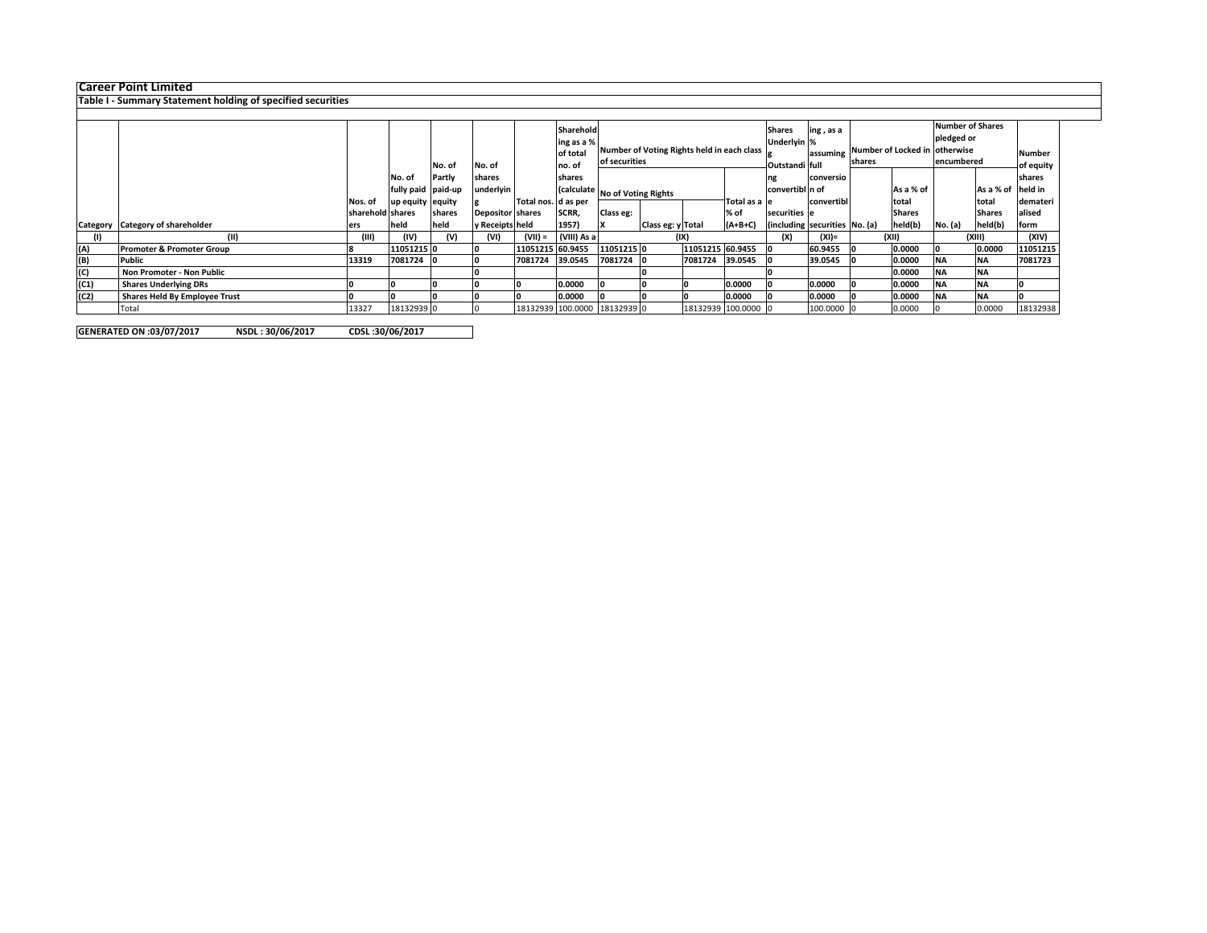**Career Point Limited**

**Table I - Summary Statement holding of specified securities**

| Category | Category of shareholder | Nos. of shareholders | No. of fully paid up equity shares held | No. of Partly paid-up equity shares held | No. of shares underlying Depository Receipts | Total nos. shares held | Shareholding as a % of total no. of shares (calculated as per SCRR, 1957) | Number of Voting Rights held in each class of securities | | | | Shares Underlying Outstanding convertible securities (including | Shareholding , as a % assuming full conversion of convertible securities | Number of Locked in shares | | Number of Shares pledged or otherwise encumbered | | Number of equity shares held in dematerialised form |
|---|---|---|---|---|---|---|---|---|---|---|---|---|---|---|---|---|---|---|
| | | | | | | | | No of Voting Rights | | | Total as a % of (A+B+C) | | | No. (a) | As a % of total Shares held(b) | No. (a) | As a % of total Shares held(b) | |
| | | | | | | | | Class eg: X | Class eg: y | Total | | | | | | | | |
| (I) | (II) | (III) | (IV) | (V) | (VI) | (VII) = | (VIII) As a | (IX) | | | | (X) | (XI)= | (XII) | | (XIII) | | (XIV) |
| (A) | Promoter & Promoter Group | 8 | 11051215 | 0 | 0 | 11051215 | 60.9455 | 11051215 | 0 | 11051215 | 60.9455 | 0 | 60.9455 | 0 | 0.0000 | 0 | 0.0000 | 11051215 |
| (B) | Public | 13319 | 7081724 | 0 | 0 | 7081724 | 39.0545 | 7081724 | 0 | 7081724 | 39.0545 | 0 | 39.0545 | 0 | 0.0000 | NA | NA | 7081723 |
| (C) | Non Promoter - Non Public | | | | 0 | | | | 0 | | | 0 | | | 0.0000 | NA | NA | |
| (C1) | Shares Underlying DRs | 0 | 0 | 0 | 0 | 0 | 0.0000 | 0 | 0 | 0 | 0.0000 | 0 | 0.0000 | 0 | 0.0000 | NA | NA | 0 |
| (C2) | Shares Held By Employee Trust | 0 | 0 | 0 | 0 | 0 | 0.0000 | 0 | 0 | 0 | 0.0000 | 0 | 0.0000 | 0 | 0.0000 | NA | NA | 0 |
| | Total | 13327 | 18132939 | 0 | 0 | 18132939 | 100.0000 | 18132939 | 0 | 18132939 | 100.0000 | 0 | 100.0000 | 0 | 0.0000 | 0 | 0.0000 | 18132938 |

**GENERATED ON :03/07/2017 NSDL : 30/06/2017 CDSL :30/06/2017**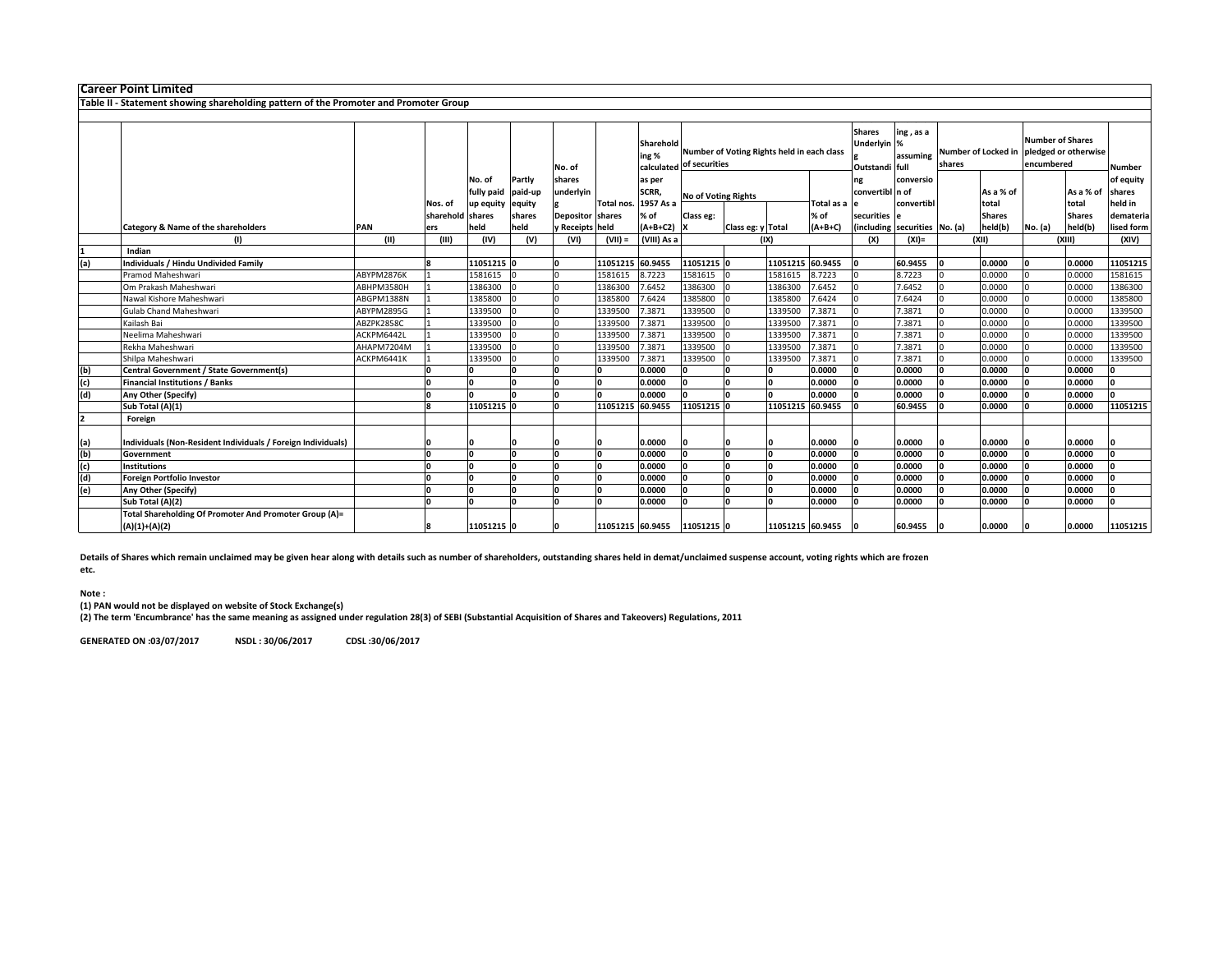## Career Point Limited

### Table II - Statement showing shareholding pattern of the Promoter and Promoter Group

| | Category & Name of the shareholders | PAN | Nos. of shareholders | No. of fully paid up equity shares held | Partly paid-up equity shares held | No. of shares underlying Depository Receipts | Total nos. shares held | Shareholding % calculated as per SCRR, 1957 As a % of (A+B+C2) | Number of Voting Rights held in each class of securities | | | | Shares Underlying Outstanding convertible securities (including | Shareholding , as a % assuming full conversion of convertible securities | Number of Locked in shares | | Number of Shares pledged or otherwise encumbered | | Number of equity shares held in dematerialised form |
|---|---|---|---|---|---|---|---|---|---|---|---|---|---|---|---|---|---|---|---|
| | | | | | | | | | No of Voting Rights | | | Total as a % of (A+B+C) | | | No. (a) | As a % of total Shares held(b) | No. (a) | As a % of total Shares held(b) | |
| | | | | | | | | | Class eg: X | Class eg: y | Total | | | | | | | | |
| | (I) | (II) | (III) | (IV) | (V) | (VI) | (VII) = | (VIII) As a | (IX) | | | | (X) | (XI)= | (XII) | | (XIII) | | (XIV) |
| 1 | **Indian** | | | | | | | | | | | | | | | | | | |
| (a) | **Individuals / Hindu Undivided Family** | | **8** | **11051215** | **0** | **0** | **11051215** | **60.9455** | **11051215** | **0** | **11051215** | **60.9455** | **0** | **60.9455** | **0** | **0.0000** | **0** | **0.0000** | **11051215** |
| | Pramod Maheshwari | ABYPM2876K | 1 | 1581615 | 0 | 0 | 1581615 | 8.7223 | 1581615 | 0 | 1581615 | 8.7223 | 0 | 8.7223 | 0 | 0.0000 | 0 | 0.0000 | 1581615 |
| | Om Prakash Maheshwari | ABHPM3580H | 1 | 1386300 | 0 | 0 | 1386300 | 7.6452 | 1386300 | 0 | 1386300 | 7.6452 | 0 | 7.6452 | 0 | 0.0000 | 0 | 0.0000 | 1386300 |
| | Nawal Kishore Maheshwari | ABGPM1388N | 1 | 1385800 | 0 | 0 | 1385800 | 7.6424 | 1385800 | 0 | 1385800 | 7.6424 | 0 | 7.6424 | 0 | 0.0000 | 0 | 0.0000 | 1385800 |
| | Gulab Chand Maheshwari | ABYPM2895G | 1 | 1339500 | 0 | 0 | 1339500 | 7.3871 | 1339500 | 0 | 1339500 | 7.3871 | 0 | 7.3871 | 0 | 0.0000 | 0 | 0.0000 | 1339500 |
| | Kailash Bai | ABZPK2858C | 1 | 1339500 | 0 | 0 | 1339500 | 7.3871 | 1339500 | 0 | 1339500 | 7.3871 | 0 | 7.3871 | 0 | 0.0000 | 0 | 0.0000 | 1339500 |
| | Neelima Maheshwari | ACKPM6442L | 1 | 1339500 | 0 | 0 | 1339500 | 7.3871 | 1339500 | 0 | 1339500 | 7.3871 | 0 | 7.3871 | 0 | 0.0000 | 0 | 0.0000 | 1339500 |
| | Rekha Maheshwari | AHAPM7204M | 1 | 1339500 | 0 | 0 | 1339500 | 7.3871 | 1339500 | 0 | 1339500 | 7.3871 | 0 | 7.3871 | 0 | 0.0000 | 0 | 0.0000 | 1339500 |
| | Shilpa Maheshwari | ACKPM6441K | 1 | 1339500 | 0 | 0 | 1339500 | 7.3871 | 1339500 | 0 | 1339500 | 7.3871 | 0 | 7.3871 | 0 | 0.0000 | 0 | 0.0000 | 1339500 |
| (b) | **Central Government / State Government(s)** | | **0** | **0** | **0** | **0** | **0** | **0.0000** | **0** | **0** | **0** | **0.0000** | **0** | **0.0000** | **0** | **0.0000** | **0** | **0.0000** | **0** |
| (c) | **Financial Institutions / Banks** | | **0** | **0** | **0** | **0** | **0** | **0.0000** | **0** | **0** | **0** | **0.0000** | **0** | **0.0000** | **0** | **0.0000** | **0** | **0.0000** | **0** |
| (d) | **Any Other (Specify)** | | **0** | **0** | **0** | **0** | **0** | **0.0000** | **0** | **0** | **0** | **0.0000** | **0** | **0.0000** | **0** | **0.0000** | **0** | **0.0000** | **0** |
| | **Sub Total (A)(1)** | | **8** | **11051215** | **0** | **0** | **11051215** | **60.9455** | **11051215** | **0** | **11051215** | **60.9455** | **0** | **60.9455** | **0** | **0.0000** | **0** | **0.0000** | **11051215** |
| 2 | **Foreign** | | | | | | | | | | | | | | | | | | |
| (a) | **Individuals (Non-Resident Individuals / Foreign Individuals)** | | **0** | **0** | **0** | **0** | **0** | **0.0000** | **0** | **0** | **0** | **0.0000** | **0** | **0.0000** | **0** | **0.0000** | **0** | **0.0000** | **0** |
| (b) | **Government** | | **0** | **0** | **0** | **0** | **0** | **0.0000** | **0** | **0** | **0** | **0.0000** | **0** | **0.0000** | **0** | **0.0000** | **0** | **0.0000** | **0** |
| (c) | **Institutions** | | **0** | **0** | **0** | **0** | **0** | **0.0000** | **0** | **0** | **0** | **0.0000** | **0** | **0.0000** | **0** | **0.0000** | **0** | **0.0000** | **0** |
| (d) | **Foreign Portfolio Investor** | | **0** | **0** | **0** | **0** | **0** | **0.0000** | **0** | **0** | **0** | **0.0000** | **0** | **0.0000** | **0** | **0.0000** | **0** | **0.0000** | **0** |
| (e) | **Any Other (Specify)** | | **0** | **0** | **0** | **0** | **0** | **0.0000** | **0** | **0** | **0** | **0.0000** | **0** | **0.0000** | **0** | **0.0000** | **0** | **0.0000** | **0** |
| | **Sub Total (A)(2)** | | **0** | **0** | **0** | **0** | **0** | **0.0000** | **0** | **0** | **0** | **0.0000** | **0** | **0.0000** | **0** | **0.0000** | **0** | **0.0000** | **0** |
| | **Total Shareholding Of Promoter And Promoter Group (A)= (A)(1)+(A)(2)** | | **8** | **11051215** | **0** | **0** | **11051215** | **60.9455** | **11051215** | **0** | **11051215** | **60.9455** | **0** | **60.9455** | **0** | **0.0000** | **0** | **0.0000** | **11051215** |

**Details of Shares which remain unclaimed may be given hear along with details such as number of shareholders, outstanding shares held in demat/unclaimed suspense account, voting rights which are frozen etc.**

**Note :**

**(1) PAN would not be displayed on website of Stock Exchange(s)**

**(2) The term 'Encumbrance' has the same meaning as assigned under regulation 28(3) of SEBI (Substantial Acquisition of Shares and Takeovers) Regulations, 2011**

**GENERATED ON :03/07/2017 NSDL : 30/06/2017 CDSL :30/06/2017**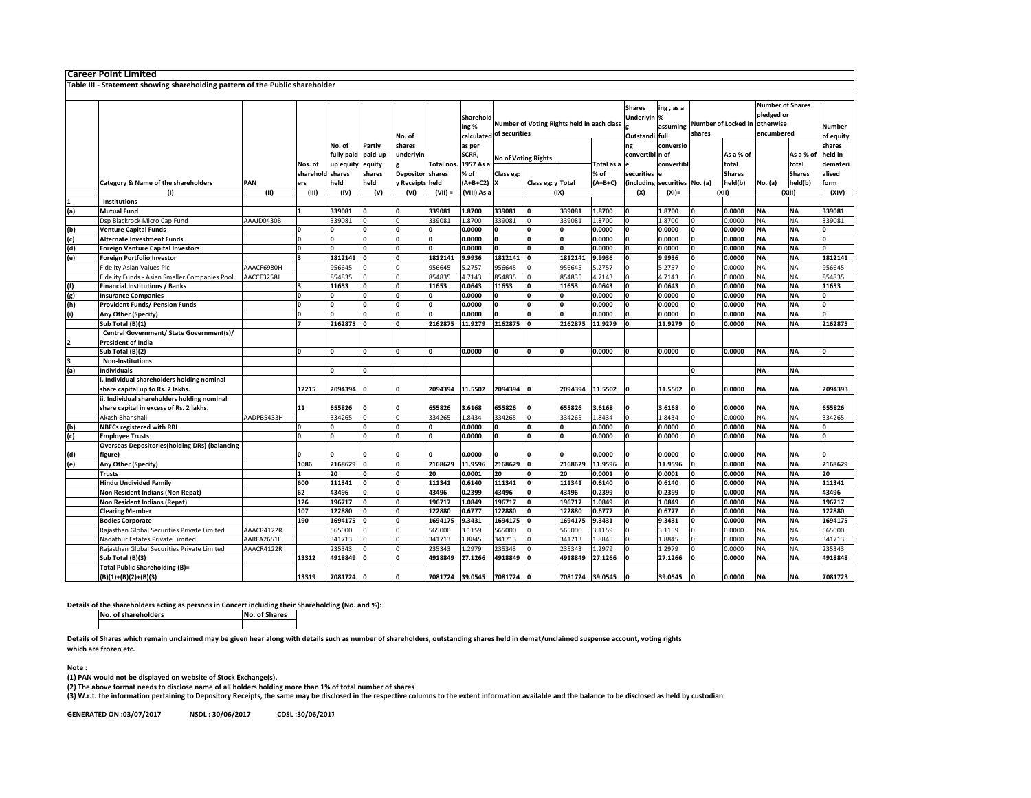## Career Point Limited

### Table III - Statement showing shareholding pattern of the Public shareholder

| | Category & Name of the shareholders | PAN | Nos. of shareholders | No. of fully paid up equity shares held | Partly paid-up equity shares held | No. of shares underlying Depository Receipts | Total nos. shares held | Shareholding % calculated as per SCRR, 1957 As a % of (A+B+C2) | Number of Voting Rights held in each class of securities | | | | Shares Underlying Outstanding convertible securities (including | Shareholding , as a % assuming full conversion of convertible securities | Number of Locked in shares | | Number of Shares pledged or otherwise encumbered | | Number of equity shares held in dematerialised form |
|---|---|---|---|---|---|---|---|---|---|---|---|---|---|---|---|---|---|---|---|
| | | | | | | | | | No of Voting Rights | | | Total as a % of (A+B+C) | | | No. (a) | As a % of total Shares held(b) | No. (a) | As a % of total Shares held(b) | |
| | | | | | | | | | Class eg: X | Class eg: y | Total | | | | | | | | |
| | (I) | (II) | (III) | (IV) | (V) | (VI) | (VII) = | (VIII) As a | (IX) | | | | (X) | (XI)= | (XII) | | (XIII) | | (XIV) |
| 1 | **Institutions** | | | | | | | | | | | | | | | | | | |
| (a) | **Mutual Fund** | | 1 | 339081 | 0 | 0 | 339081 | 1.8700 | 339081 | 0 | 339081 | 1.8700 | 0 | 1.8700 | 0 | 0.0000 | NA | NA | 339081 |
| | Dsp Blackrock Micro Cap Fund | AAAJD0430B | | 339081 | 0 | 0 | 339081 | 1.8700 | 339081 | 0 | 339081 | 1.8700 | 0 | 1.8700 | 0 | 0.0000 | NA | NA | 339081 |
| (b) | **Venture Capital Funds** | | 0 | 0 | 0 | 0 | 0 | 0.0000 | 0 | 0 | 0 | 0.0000 | 0 | 0.0000 | 0 | 0.0000 | NA | NA | 0 |
| (c) | **Alternate Investment Funds** | | 0 | 0 | 0 | 0 | 0 | 0.0000 | 0 | 0 | 0 | 0.0000 | 0 | 0.0000 | 0 | 0.0000 | NA | NA | 0 |
| (d) | **Foreign Venture Capital Investors** | | 0 | 0 | 0 | 0 | 0 | 0.0000 | 0 | 0 | 0 | 0.0000 | 0 | 0.0000 | 0 | 0.0000 | NA | NA | 0 |
| (e) | **Foreign Portfolio Investor** | | 3 | 1812141 | 0 | 0 | 1812141 | 9.9936 | 1812141 | 0 | 1812141 | 9.9936 | 0 | 9.9936 | 0 | 0.0000 | NA | NA | 1812141 |
| | Fidelity Asian Values Plc | AAACF6980H | | 956645 | 0 | 0 | 956645 | 5.2757 | 956645 | 0 | 956645 | 5.2757 | 0 | 5.2757 | 0 | 0.0000 | NA | NA | 956645 |
| | Fidelity Funds - Asian Smaller Companies Pool | AACCF3258J | | 854835 | 0 | 0 | 854835 | 4.7143 | 854835 | 0 | 854835 | 4.7143 | 0 | 4.7143 | 0 | 0.0000 | NA | NA | 854835 |
| (f) | **Financial Institutions / Banks** | | 3 | 11653 | 0 | 0 | 11653 | 0.0643 | 11653 | 0 | 11653 | 0.0643 | 0 | 0.0643 | 0 | 0.0000 | NA | NA | 11653 |
| (g) | **Insurance Companies** | | 0 | 0 | 0 | 0 | 0 | 0.0000 | 0 | 0 | 0 | 0.0000 | 0 | 0.0000 | 0 | 0.0000 | NA | NA | 0 |
| (h) | **Provident Funds/ Pension Funds** | | 0 | 0 | 0 | 0 | 0 | 0.0000 | 0 | 0 | 0 | 0.0000 | 0 | 0.0000 | 0 | 0.0000 | NA | NA | 0 |
| (i) | **Any Other (Specify)** | | 0 | 0 | 0 | 0 | 0 | 0.0000 | 0 | 0 | 0 | 0.0000 | 0 | 0.0000 | 0 | 0.0000 | NA | NA | 0 |
| | **Sub Total (B)(1)** | | 7 | 2162875 | 0 | 0 | 2162875 | 11.9279 | 2162875 | 0 | 2162875 | 11.9279 | 0 | 11.9279 | 0 | 0.0000 | NA | NA | 2162875 |
| 2 | **Central Government/ State Government(s)/ President of India** | | | | | | | | | | | | | | | | | | |
| | **Sub Total (B)(2)** | | 0 | 0 | 0 | 0 | 0 | 0.0000 | 0 | 0 | 0 | 0.0000 | 0 | 0.0000 | 0 | 0.0000 | NA | NA | 0 |
| 3 | **Non-Institutions** | | | | | | | | | | | | | | | | | | |
| (a) | **Individuals** | | | 0 | 0 | | | | | | | | | | 0 | | NA | NA | |
| | **i. Individual shareholders holding nominal share capital up to Rs. 2 lakhs.** | | 12215 | 2094394 | 0 | 0 | 2094394 | 11.5502 | 2094394 | 0 | 2094394 | 11.5502 | 0 | 11.5502 | 0 | 0.0000 | NA | NA | 2094393 |
| | **ii. Individual shareholders holding nominal share capital in excess of Rs. 2 lakhs.** | | 11 | 655826 | 0 | 0 | 655826 | 3.6168 | 655826 | 0 | 655826 | 3.6168 | 0 | 3.6168 | 0 | 0.0000 | NA | NA | 655826 |
| | Akash Bhanshali | AADPB5433H | | 334265 | 0 | 0 | 334265 | 1.8434 | 334265 | 0 | 334265 | 1.8434 | 0 | 1.8434 | 0 | 0.0000 | NA | NA | 334265 |
| (b) | **NBFCs registered with RBI** | | 0 | 0 | 0 | 0 | 0 | 0.0000 | 0 | 0 | 0 | 0.0000 | 0 | 0.0000 | 0 | 0.0000 | NA | NA | 0 |
| (c) | **Employee Trusts** | | 0 | 0 | 0 | 0 | 0 | 0.0000 | 0 | 0 | 0 | 0.0000 | 0 | 0.0000 | 0 | 0.0000 | NA | NA | 0 |
| (d) | **Overseas Depositories(holding DRs) (balancing figure)** | | 0 | 0 | 0 | 0 | 0 | 0.0000 | 0 | 0 | 0 | 0.0000 | 0 | 0.0000 | 0 | 0.0000 | NA | NA | 0 |
| (e) | **Any Other (Specify)** | | 1086 | 2168629 | 0 | 0 | 2168629 | 11.9596 | 2168629 | 0 | 2168629 | 11.9596 | 0 | 11.9596 | 0 | 0.0000 | NA | NA | 2168629 |
| | **Trusts** | | 1 | 20 | 0 | 0 | 20 | 0.0001 | 20 | 0 | 20 | 0.0001 | 0 | 0.0001 | 0 | 0.0000 | NA | NA | 20 |
| | **Hindu Undivided Family** | | 600 | 111341 | 0 | 0 | 111341 | 0.6140 | 111341 | 0 | 111341 | 0.6140 | 0 | 0.6140 | 0 | 0.0000 | NA | NA | 111341 |
| | **Non Resident Indians (Non Repat)** | | 62 | 43496 | 0 | 0 | 43496 | 0.2399 | 43496 | 0 | 43496 | 0.2399 | 0 | 0.2399 | 0 | 0.0000 | NA | NA | 43496 |
| | **Non Resident Indians (Repat)** | | 126 | 196717 | 0 | 0 | 196717 | 1.0849 | 196717 | 0 | 196717 | 1.0849 | 0 | 1.0849 | 0 | 0.0000 | NA | NA | 196717 |
| | **Clearing Member** | | 107 | 122880 | 0 | 0 | 122880 | 0.6777 | 122880 | 0 | 122880 | 0.6777 | 0 | 0.6777 | 0 | 0.0000 | NA | NA | 122880 |
| | **Bodies Corporate** | | 190 | 1694175 | 0 | 0 | 1694175 | 9.3431 | 1694175 | 0 | 1694175 | 9.3431 | 0 | 9.3431 | 0 | 0.0000 | NA | NA | 1694175 |
| | Rajasthan Global Securities Private Limited | AAACR4122R | | 565000 | 0 | 0 | 565000 | 3.1159 | 565000 | 0 | 565000 | 3.1159 | 0 | 3.1159 | 0 | 0.0000 | NA | NA | 565000 |
| | Nadathur Estates Private Limited | AARFA2651E | | 341713 | 0 | 0 | 341713 | 1.8845 | 341713 | 0 | 341713 | 1.8845 | 0 | 1.8845 | 0 | 0.0000 | NA | NA | 341713 |
| | Rajasthan Global Securities Private Limited | AAACR4122R | | 235343 | 0 | 0 | 235343 | 1.2979 | 235343 | 0 | 235343 | 1.2979 | 0 | 1.2979 | 0 | 0.0000 | NA | NA | 235343 |
| | **Sub Total (B)(3)** | | 13312 | 4918849 | 0 | 0 | 4918849 | 27.1266 | 4918849 | 0 | 4918849 | 27.1266 | 0 | 27.1266 | 0 | 0.0000 | NA | NA | 4918848 |
| | **Total Public Shareholding (B)= (B)(1)+(B)(2)+(B)(3)** | | 13319 | 7081724 | 0 | 0 | 7081724 | 39.0545 | 7081724 | 0 | 7081724 | 39.0545 | 0 | 39.0545 | 0 | 0.0000 | NA | NA | 7081723 |

**Details of the shareholders acting as persons in Concert including their Shareholding (No. and %):**

| No. of shareholders | No. of Shares |
|---|---|
| | |

**Details of Shares which remain unclaimed may be given hear along with details such as number of shareholders, outstanding shares held in demat/unclaimed suspense account, voting rights which are frozen etc.**

**Note :**

**(1) PAN would not be displayed on website of Stock Exchange(s).**

**(2) The above format needs to disclose name of all holders holding more than 1% of total number of shares**

**(3) W.r.t. the information pertaining to Depository Receipts, the same may be disclosed in the respective columns to the extent information available and the balance to be disclosed as held by custodian.**

**GENERATED ON :03/07/2017 NSDL : 30/06/2017 CDSL :30/06/2017**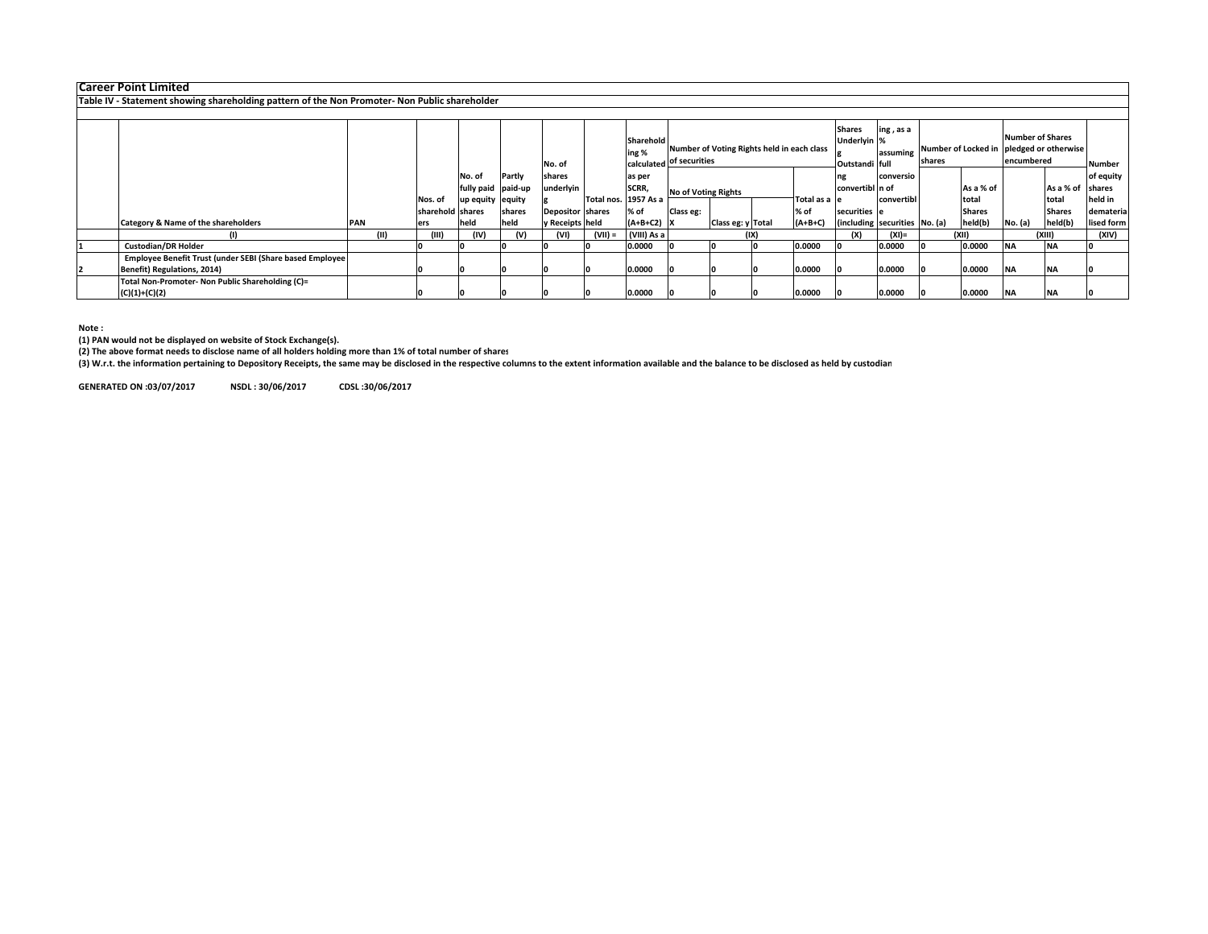# Career Point Limited

## Table IV - Statement showing shareholding pattern of the Non Promoter- Non Public shareholder

| | Category & Name of the shareholders | PAN | Nos. of shareholders | No. of fully paid up equity shares held | Partly paid-up equity shares held | No. of shares underlying Depository Receipts | Total nos. shares held | Shareholding % calculated as per SCRR, 1957 As a % of (A+B+C2) | Number of Voting Rights held in each class of securities | | | | Shares Underlying Outstanding convertible securities (including | Shareholding , as a % assuming full conversion of convertible securities | Number of Locked in shares | | Number of Shares pledged or otherwise encumbered | | Number of equity shares held in dematerialised form |
|---|---|---|---|---|---|---|---|---|---|---|---|---|---|---|---|---|---|---|---|
| | | | | | | | | | No of Voting Rights | | | Total as a % of (A+B+C) | | | No. (a) | As a % of total Shares held(b) | No. (a) | As a % of total Shares held(b) | |
| | | | | | | | | | Class eg: X | Class eg: y | Total | | | | | | | | |
| | (I) | (II) | (III) | (IV) | (V) | (VI) | (VII) = | (VIII) As a | (IX) | | | | (X) | (XI)= | (XII) | | (XIII) | | (XIV) |
| 1 | Custodian/DR Holder | | 0 | 0 | 0 | 0 | 0 | 0.0000 | 0 | 0 | 0 | 0.0000 | 0 | 0.0000 | 0 | 0.0000 | NA | NA | 0 |
| 2 | Employee Benefit Trust (under SEBI (Share based Employee Benefit) Regulations, 2014) | | 0 | 0 | 0 | 0 | 0 | 0.0000 | 0 | 0 | 0 | 0.0000 | 0 | 0.0000 | 0 | 0.0000 | NA | NA | 0 |
| | Total Non-Promoter- Non Public Shareholding (C)= (C)(1)+(C)(2) | | 0 | 0 | 0 | 0 | 0 | 0.0000 | 0 | 0 | 0 | 0.0000 | 0 | 0.0000 | 0 | 0.0000 | NA | NA | 0 |

**Note :**

**(1) PAN would not be displayed on website of Stock Exchange(s).**

**(2) The above format needs to disclose name of all holders holding more than 1% of total number of shares**

**(3) W.r.t. the information pertaining to Depository Receipts, the same may be disclosed in the respective columns to the extent information available and the balance to be disclosed as held by custodian**

**GENERATED ON :03/07/2017 NSDL : 30/06/2017 CDSL :30/06/2017**